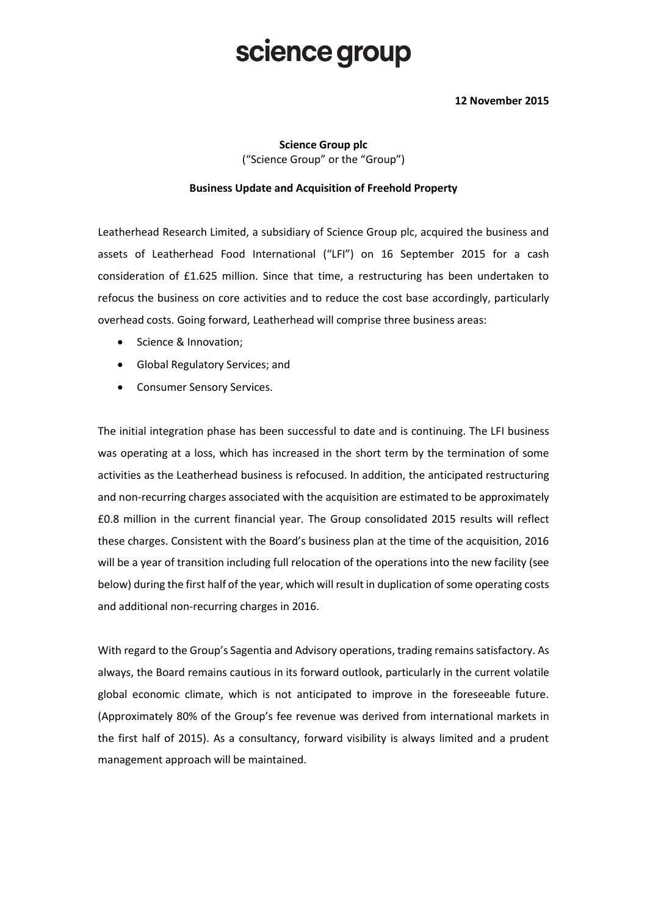# science group

**12 November 2015**

**Science Group plc**
("Science Group" or the "Group")

**Business Update and Acquisition of Freehold Property**

Leatherhead Research Limited, a subsidiary of Science Group plc, acquired the business and assets of Leatherhead Food International ("LFI") on 16 September 2015 for a cash consideration of £1.625 million. Since that time, a restructuring has been undertaken to refocus the business on core activities and to reduce the cost base accordingly, particularly overhead costs. Going forward, Leatherhead will comprise three business areas:

- Science & Innovation;
- Global Regulatory Services; and
- Consumer Sensory Services.

The initial integration phase has been successful to date and is continuing. The LFI business was operating at a loss, which has increased in the short term by the termination of some activities as the Leatherhead business is refocused. In addition, the anticipated restructuring and non-recurring charges associated with the acquisition are estimated to be approximately £0.8 million in the current financial year. The Group consolidated 2015 results will reflect these charges. Consistent with the Board's business plan at the time of the acquisition, 2016 will be a year of transition including full relocation of the operations into the new facility (see below) during the first half of the year, which will result in duplication of some operating costs and additional non-recurring charges in 2016.

With regard to the Group's Sagentia and Advisory operations, trading remains satisfactory. As always, the Board remains cautious in its forward outlook, particularly in the current volatile global economic climate, which is not anticipated to improve in the foreseeable future. (Approximately 80% of the Group's fee revenue was derived from international markets in the first half of 2015). As a consultancy, forward visibility is always limited and a prudent management approach will be maintained.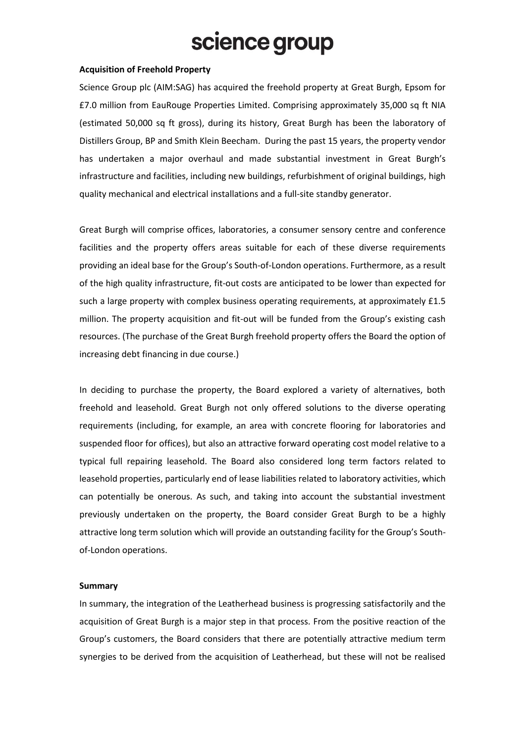**Acquisition of Freehold Property**

Science Group plc (AIM:SAG) has acquired the freehold property at Great Burgh, Epsom for £7.0 million from EauRouge Properties Limited. Comprising approximately 35,000 sq ft NIA (estimated 50,000 sq ft gross), during its history, Great Burgh has been the laboratory of Distillers Group, BP and Smith Klein Beecham. During the past 15 years, the property vendor has undertaken a major overhaul and made substantial investment in Great Burgh's infrastructure and facilities, including new buildings, refurbishment of original buildings, high quality mechanical and electrical installations and a full-site standby generator.

Great Burgh will comprise offices, laboratories, a consumer sensory centre and conference facilities and the property offers areas suitable for each of these diverse requirements providing an ideal base for the Group's South-of-London operations. Furthermore, as a result of the high quality infrastructure, fit-out costs are anticipated to be lower than expected for such a large property with complex business operating requirements, at approximately £1.5 million. The property acquisition and fit-out will be funded from the Group's existing cash resources. (The purchase of the Great Burgh freehold property offers the Board the option of increasing debt financing in due course.)

In deciding to purchase the property, the Board explored a variety of alternatives, both freehold and leasehold. Great Burgh not only offered solutions to the diverse operating requirements (including, for example, an area with concrete flooring for laboratories and suspended floor for offices), but also an attractive forward operating cost model relative to a typical full repairing leasehold. The Board also considered long term factors related to leasehold properties, particularly end of lease liabilities related to laboratory activities, which can potentially be onerous. As such, and taking into account the substantial investment previously undertaken on the property, the Board consider Great Burgh to be a highly attractive long term solution which will provide an outstanding facility for the Group's South-of-London operations.

**Summary**

In summary, the integration of the Leatherhead business is progressing satisfactorily and the acquisition of Great Burgh is a major step in that process. From the positive reaction of the Group's customers, the Board considers that there are potentially attractive medium term synergies to be derived from the acquisition of Leatherhead, but these will not be realised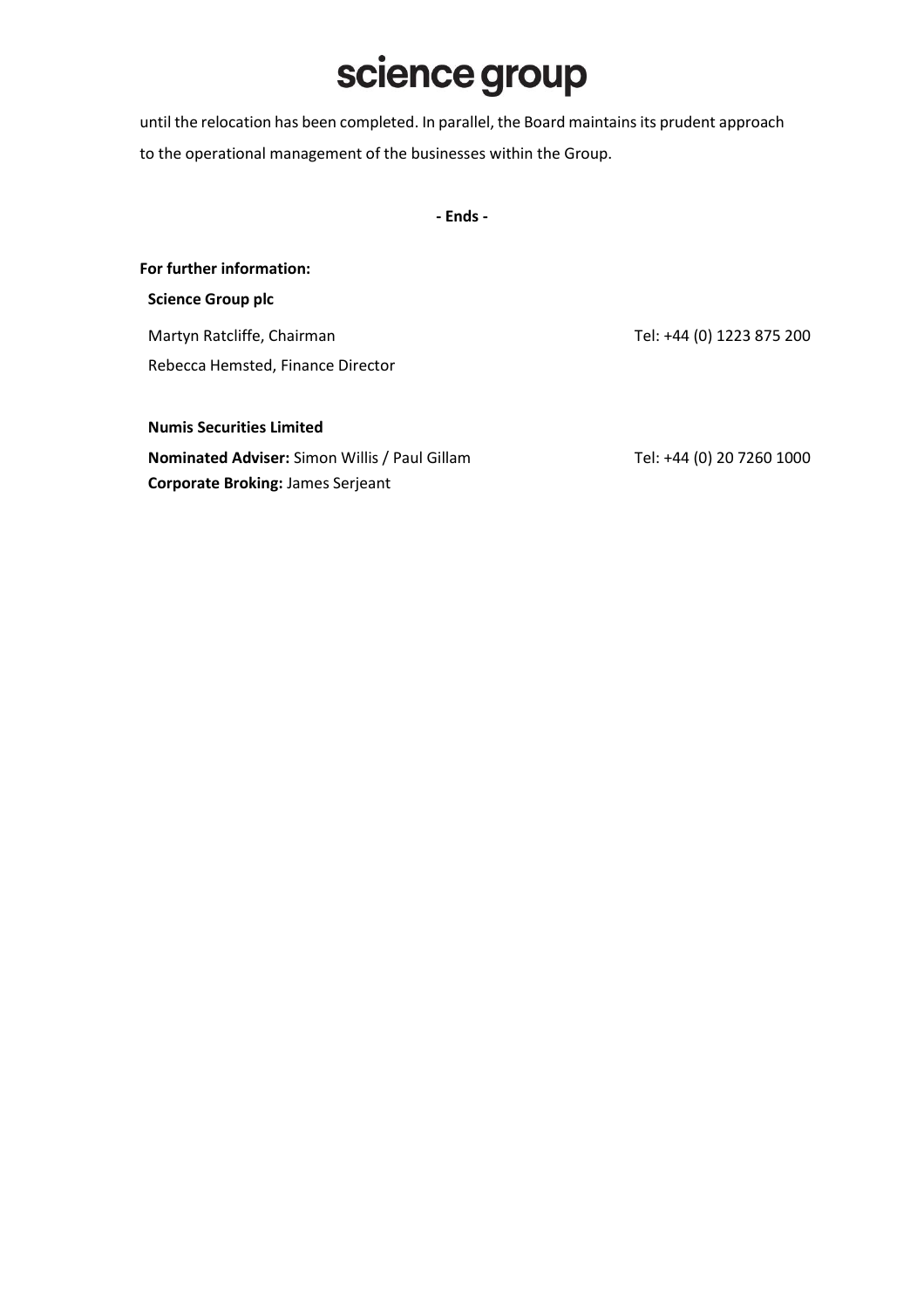until the relocation has been completed. In parallel, the Board maintains its prudent approach to the operational management of the businesses within the Group.

**- Ends -**

**For further information:**

**Science Group plc**

| | |
|---|---|
| Martyn Ratcliffe, Chairman | Tel: +44 (0) 1223 875 200 |
| Rebecca Hemsted, Finance Director | |

**Numis Securities Limited**

| | |
|---|---|
| **Nominated Adviser:** Simon Willis / Paul Gillam | Tel: +44 (0) 20 7260 1000 |
| **Corporate Broking:** James Serjeant | |